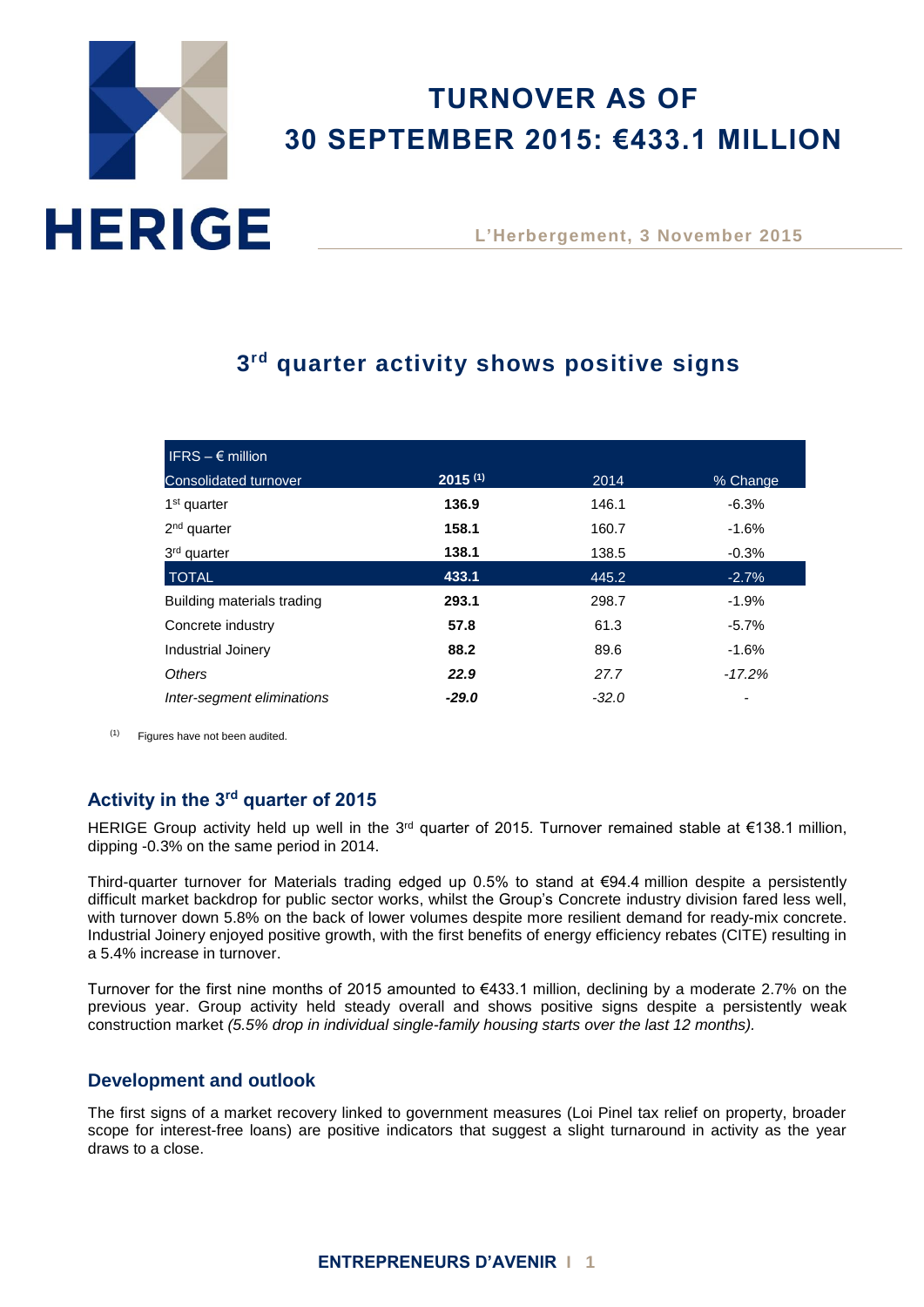HERIGE

# TURNOVER AS OF 30 SEPTEMBER 2015: €433.1 MILLION

L'Herbergement, 3 November 2015

## 3rd quarter activity shows positive signs

| IFRS – € million<br>Consolidated turnover | 2015 (1) | 2014 | % Change |
|---|---|---|---|
| 1st quarter | **136.9** | 146.1 | -6.3% |
| 2nd quarter | **158.1** | 160.7 | -1.6% |
| 3rd quarter | **138.1** | 138.5 | -0.3% |
| TOTAL | **433.1** | 445.2 | -2.7% |
| Building materials trading | **293.1** | 298.7 | -1.9% |
| Concrete industry | **57.8** | 61.3 | -5.7% |
| Industrial Joinery | **88.2** | 89.6 | -1.6% |
| *Others* | ***22.9*** | *27.7* | *-17.2%* |
| *Inter-segment eliminations* | ***-29.0*** | *-32.0* | - |

(1) Figures have not been audited.

### Activity in the 3rd quarter of 2015

HERIGE Group activity held up well in the 3rd quarter of 2015. Turnover remained stable at €138.1 million, dipping -0.3% on the same period in 2014.

Third-quarter turnover for Materials trading edged up 0.5% to stand at €94.4 million despite a persistently difficult market backdrop for public sector works, whilst the Group's Concrete industry division fared less well, with turnover down 5.8% on the back of lower volumes despite more resilient demand for ready-mix concrete. Industrial Joinery enjoyed positive growth, with the first benefits of energy efficiency rebates (CITE) resulting in a 5.4% increase in turnover.

Turnover for the first nine months of 2015 amounted to €433.1 million, declining by a moderate 2.7% on the previous year. Group activity held steady overall and shows positive signs despite a persistently weak construction market *(5.5% drop in individual single-family housing starts over the last 12 months).*

### Development and outlook

The first signs of a market recovery linked to government measures (Loi Pinel tax relief on property, broader scope for interest-free loans) are positive indicators that suggest a slight turnaround in activity as the year draws to a close.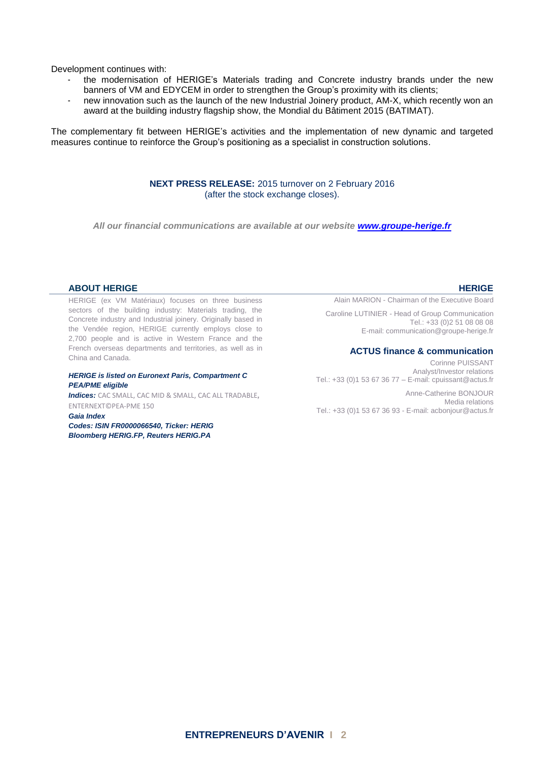Development continues with:

- the modernisation of HERIGE's Materials trading and Concrete industry brands under the new banners of VM and EDYCEM in order to strengthen the Group's proximity with its clients;
- new innovation such as the launch of the new Industrial Joinery product, AM-X, which recently won an award at the building industry flagship show, the Mondial du Bâtiment 2015 (BATIMAT).

The complementary fit between HERIGE's activities and the implementation of new dynamic and targeted measures continue to reinforce the Group's positioning as a specialist in construction solutions.

**NEXT PRESS RELEASE:** 2015 turnover on 2 February 2016
(after the stock exchange closes).

***All our financial communications are available at our website [www.groupe-herige.fr](http://www.groupe-herige.fr)***

## ABOUT HERIGE

HERIGE (ex VM Matériaux) focuses on three business sectors of the building industry: Materials trading, the Concrete industry and Industrial joinery. Originally based in the Vendée region, HERIGE currently employs close to 2,700 people and is active in Western France and the French overseas departments and territories, as well as in China and Canada.

***HERIGE is listed on Euronext Paris, Compartment C***
***PEA/PME eligible***
***Indices:*** CAC SMALL, CAC MID & SMALL, CAC ALL TRADABLE, ENTERNEXT©PEA-PME 150
***Gaia Index***
***Codes: ISIN FR0000066540, Ticker: HERIG***
***Bloomberg HERIG.FP, Reuters HERIG.PA***

## HERIGE

Alain MARION - Chairman of the Executive Board

Caroline LUTINIER - Head of Group Communication
Tel.: +33 (0)2 51 08 08 08
E-mail: communication@groupe-herige.fr

## ACTUS finance & communication

Corinne PUISSANT
Analyst/Investor relations
Tel.: +33 (0)1 53 67 36 77 – E-mail: cpuissant@actus.fr

Anne-Catherine BONJOUR
Media relations
Tel.: +33 (0)1 53 67 36 93 - E-mail: acbonjour@actus.fr